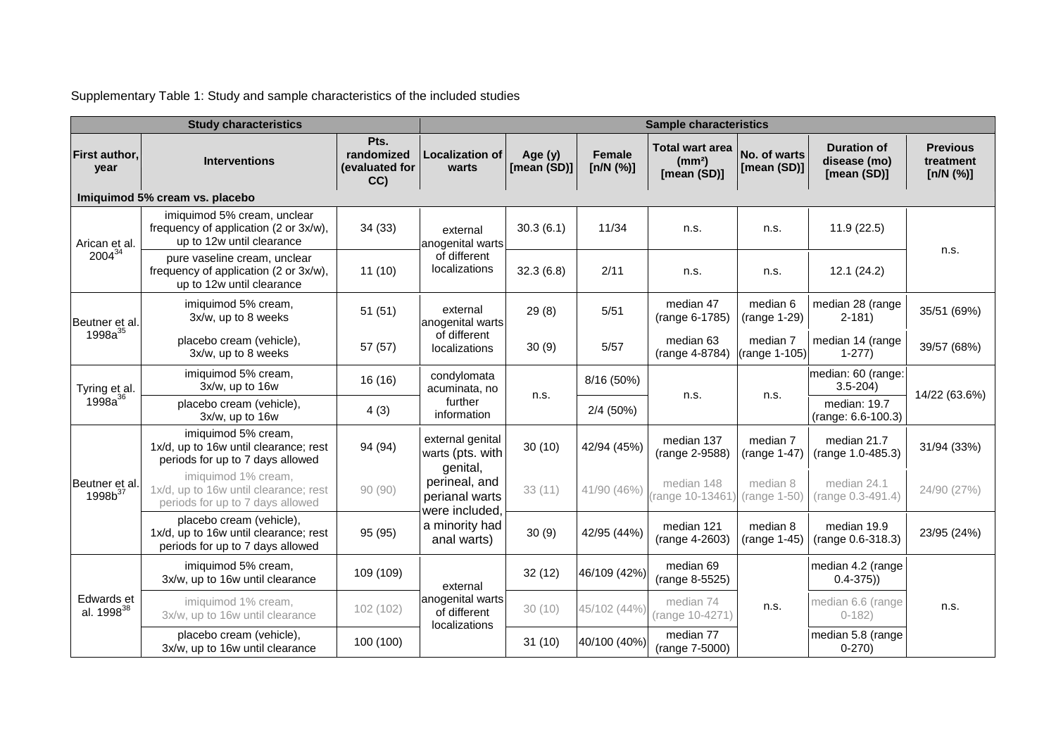Supplementary Table 1: Study and sample characteristics of the included studies

| Study characteristics | | | Sample characteristics | | | | | | |
|---|---|---|---|---|---|---|---|---|---|
| First author, year | Interventions | Pts. randomized (evaluated for CC) | Localization of warts | Age (y) [mean (SD)] | Female [n/N (%)] | Total wart area (mm²) [mean (SD)] | No. of warts [mean (SD)] | Duration of disease (mo) [mean (SD)] | Previous treatment [n/N (%)] |
| **Imiquimod 5% cream vs. placebo** | | | | | | | | | |
| Arican et al. 2004[34] | imiquimod 5% cream, unclear frequency of application (2 or 3x/w), up to 12w until clearance | 34 (33) | external anogenital warts of different localizations | 30.3 (6.1) | 11/34 | n.s. | n.s. | 11.9 (22.5) | n.s. |
| | pure vaseline cream, unclear frequency of application (2 or 3x/w), up to 12w until clearance | 11 (10) | | 32.3 (6.8) | 2/11 | n.s. | n.s. | 12.1 (24.2) | |
| Beutner et al. 1998a[35] | imiquimod 5% cream, 3x/w, up to 8 weeks | 51 (51) | external anogenital warts of different localizations | 29 (8) | 5/51 | median 47 (range 6-1785) | median 6 (range 1-29) | median 28 (range 2-181) | 35/51 (69%) |
| | placebo cream (vehicle), 3x/w, up to 8 weeks | 57 (57) | | 30 (9) | 5/57 | median 63 (range 4-8784) | median 7 (range 1-105) | median 14 (range 1-277) | 39/57 (68%) |
| Tyring et al. 1998a[36] | imiquimod 5% cream, 3x/w, up to 16w | 16 (16) | condylomata acuminata, no further information | n.s. | 8/16 (50%) | n.s. | n.s. | median: 60 (range: 3.5-204) | 14/22 (63.6%) |
| | placebo cream (vehicle), 3x/w, up to 16w | 4 (3) | | | 2/4 (50%) | | | median: 19.7 (range: 6.6-100.3) | |
| Beutner et al. 1998b[37] | imiquimod 5% cream, 1x/d, up to 16w until clearance; rest periods for up to 7 days allowed | 94 (94) | external genital warts (pts. with genital, perineal, and perianal warts were included, a minority had anal warts) | 30 (10) | 42/94 (45%) | median 137 (range 2-9588) | median 7 (range 1-47) | median 21.7 (range 1.0-485.3) | 31/94 (33%) |
| | imiquimod 1% cream, 1x/d, up to 16w until clearance; rest periods for up to 7 days allowed | 90 (90) | | 33 (11) | 41/90 (46%) | median 148 (range 10-13461) | median 8 (range 1-50) | median 24.1 (range 0.3-491.4) | 24/90 (27%) |
| | placebo cream (vehicle), 1x/d, up to 16w until clearance; rest periods for up to 7 days allowed | 95 (95) | | 30 (9) | 42/95 (44%) | median 121 (range 4-2603) | median 8 (range 1-45) | median 19.9 (range 0.6-318.3) | 23/95 (24%) |
| Edwards et al. 1998[38] | imiquimod 5% cream, 3x/w, up to 16w until clearance | 109 (109) | external anogenital warts of different localizations | 32 (12) | 46/109 (42%) | median 69 (range 8-5525) | n.s. | median 4.2 (range 0.4-375)) | n.s. |
| | imiquimod 1% cream, 3x/w, up to 16w until clearance | 102 (102) | | 30 (10) | 45/102 (44%) | median 74 (range 10-4271) | | median 6.6 (range 0-182) | |
| | placebo cream (vehicle), 3x/w, up to 16w until clearance | 100 (100) | | 31 (10) | 40/100 (40%) | median 77 (range 7-5000) | | median 5.8 (range 0-270) | |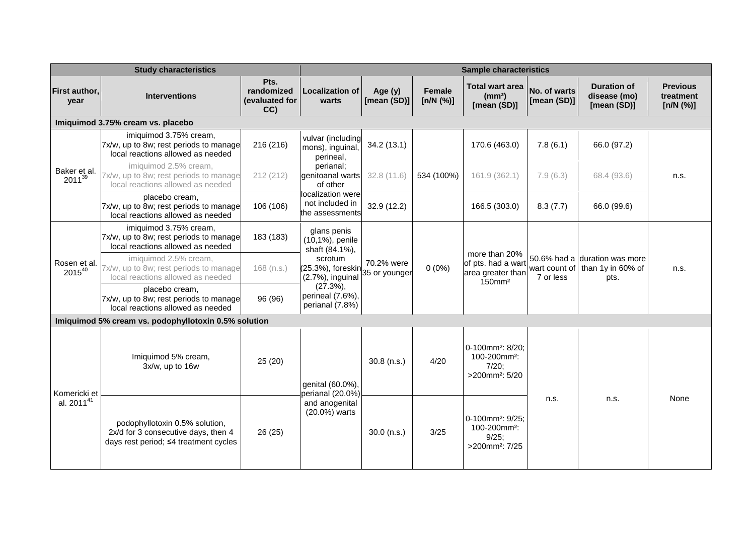| Study characteristics | | | Sample characteristics | | | | | | |
|---|---|---|---|---|---|---|---|---|---|
| First author, year | Interventions | Pts. randomized (evaluated for CC) | Localization of warts | Age (y) [mean (SD)] | Female [n/N (%)] | Total wart area (mm²) [mean (SD)] | No. of warts [mean (SD)] | Duration of disease (mo) [mean (SD)] | Previous treatment [n/N (%)] |
| **Imiquimod 3.75% cream vs. placebo** | | | | | | | | | |
| Baker et al. 2011[39] | imiquimod 3.75% cream, 7x/w, up to 8w; rest periods to manage local reactions allowed as needed | 216 (216) | vulvar (including mons), inguinal, perineal, perianal; genitoanal warts of other localization were not included in the assessments | 34.2 (13.1) | 534 (100%) | 170.6 (463.0) | 7.8 (6.1) | 66.0 (97.2) | n.s. |
| | imiquimod 2.5% cream, 7x/w, up to 8w; rest periods to manage local reactions allowed as needed | 212 (212) | | 32.8 (11.6) | | 161.9 (362.1) | 7.9 (6.3) | 68.4 (93.6) | |
| | placebo cream, 7x/w, up to 8w; rest periods to manage local reactions allowed as needed | 106 (106) | | 32.9 (12.2) | | 166.5 (303.0) | 8.3 (7.7) | 66.0 (99.6) | |
| Rosen et al. 2015[40] | imiquimod 3.75% cream, 7x/w, up to 8w; rest periods to manage local reactions allowed as needed | 183 (183) | glans penis (10,1%), penile shaft (84.1%), scrotum (25.3%), foreskin (2.7%), inguinal (27.3%), perineal (7.6%), perianal (7.8%) | 70.2% were 35 or younger | 0 (0%) | more than 20% of pts. had a wart area greater than 150mm² | 50.6% had a wart count of 7 or less | duration was more than 1y in 60% of pts. | n.s. |
| | imiquimod 2.5% cream, 7x/w, up to 8w; rest periods to manage local reactions allowed as needed | 168 (n.s.) | | | | | | | |
| | placebo cream, 7x/w, up to 8w; rest periods to manage local reactions allowed as needed | 96 (96) | | | | | | | |
| **Imiquimod 5% cream vs. podophyllotoxin 0.5% solution** | | | | | | | | | |
| Komericki et al. 2011[41] | Imiquimod 5% cream, 3x/w, up to 16w | 25 (20) | genital (60.0%), perianal (20.0%) and anogenital (20.0%) warts | 30.8 (n.s.) | 4/20 | 0-100mm²: 8/20; 100-200mm²: 7/20; >200mm²: 5/20 | n.s. | n.s. | None |
| | podophyllotoxin 0.5% solution, 2x/d for 3 consecutive days, then 4 days rest period; ≤4 treatment cycles | 26 (25) | | 30.0 (n.s.) | 3/25 | 0-100mm²: 9/25; 100-200mm²: 9/25; >200mm²: 7/25 | | | |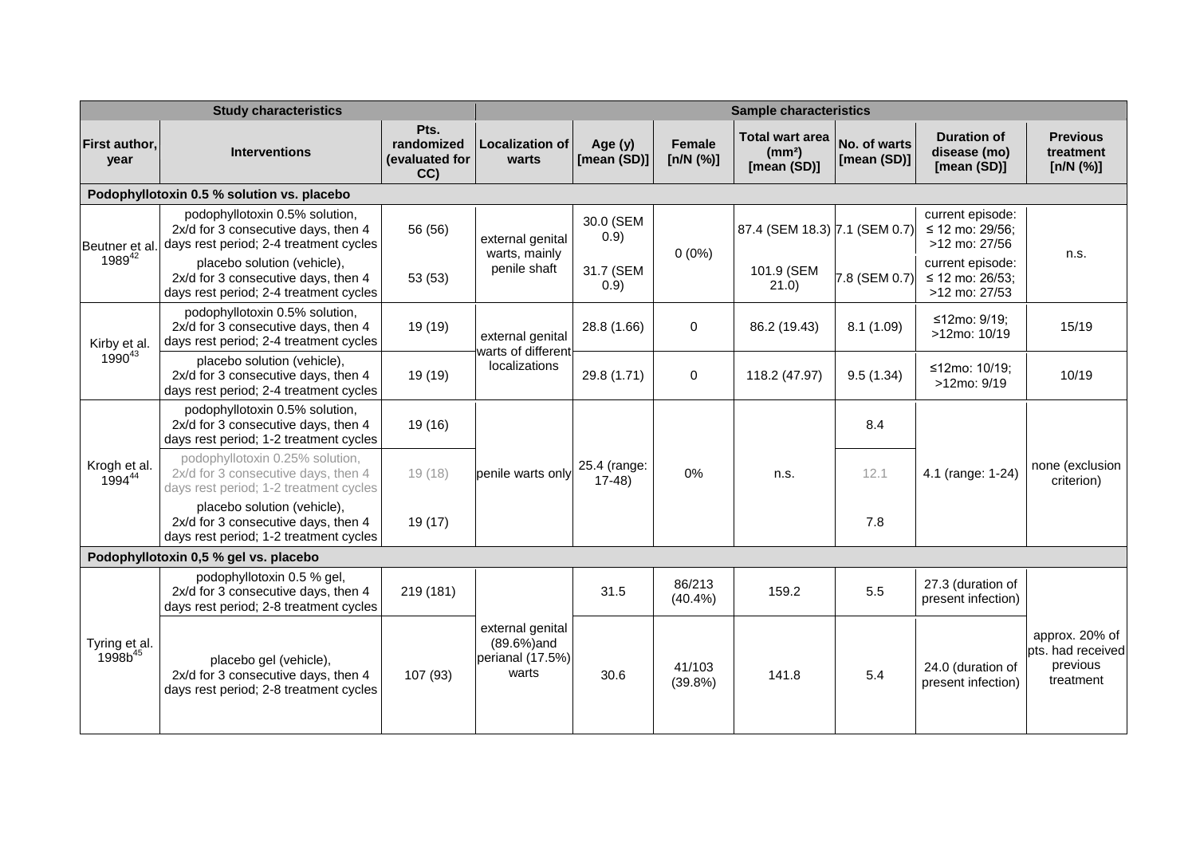| Study characteristics | | | Sample characteristics | | | | | | |
|---|---|---|---|---|---|---|---|---|---|
| First author, year | Interventions | Pts. randomized (evaluated for CC) | Localization of warts | Age (y) [mean (SD)] | Female [n/N (%)] | Total wart area ($mm^2$) [mean (SD)] | No. of warts [mean (SD)] | Duration of disease (mo) [mean (SD)] | Previous treatment [n/N (%)] |
| **Podophyllotoxin 0.5 % solution vs. placebo** | | | | | | | | | |
| Beutner et al. 1989[42] | podophyllotoxin 0.5% solution, 2x/d for 3 consecutive days, then 4 days rest period; 2-4 treatment cycles | 56 (56) | external genital warts, mainly penile shaft | 30.0 (SEM 0.9) | 0 (0%) | 87.4 (SEM 18.3) | 7.1 (SEM 0.7) | current episode: ≤ 12 mo: 29/56; >12 mo: 27/56 | n.s. |
| | placebo solution (vehicle), 2x/d for 3 consecutive days, then 4 days rest period; 2-4 treatment cycles | 53 (53) | | 31.7 (SEM 0.9) | | 101.9 (SEM 21.0) | 7.8 (SEM 0.7) | current episode: ≤ 12 mo: 26/53; >12 mo: 27/53 | |
| Kirby et al. 1990[43] | podophyllotoxin 0.5% solution, 2x/d for 3 consecutive days, then 4 days rest period; 2-4 treatment cycles | 19 (19) | external genital warts of different localizations | 28.8 (1.66) | 0 | 86.2 (19.43) | 8.1 (1.09) | ≤12mo: 9/19; >12mo: 10/19 | 15/19 |
| | placebo solution (vehicle), 2x/d for 3 consecutive days, then 4 days rest period; 2-4 treatment cycles | 19 (19) | | 29.8 (1.71) | 0 | 118.2 (47.97) | 9.5 (1.34) | ≤12mo: 10/19; >12mo: 9/19 | 10/19 |
| Krogh et al. 1994[44] | podophyllotoxin 0.5% solution, 2x/d for 3 consecutive days, then 4 days rest period; 1-2 treatment cycles | 19 (16) | penile warts only | 25.4 (range: 17-48) | 0% | n.s. | 8.4 | 4.1 (range: 1-24) | none (exclusion criterion) |
| | podophyllotoxin 0.25% solution, 2x/d for 3 consecutive days, then 4 days rest period; 1-2 treatment cycles | 19 (18) | | | | | 12.1 | | |
| | placebo solution (vehicle), 2x/d for 3 consecutive days, then 4 days rest period; 1-2 treatment cycles | 19 (17) | | | | | 7.8 | | |
| **Podophyllotoxin 0,5 % gel vs. placebo** | | | | | | | | | |
| Tyring et al. 1998b[45] | podophyllotoxin 0.5 % gel, 2x/d for 3 consecutive days, then 4 days rest period; 2-8 treatment cycles | 219 (181) | external genital (89.6%)and perianal (17.5%) warts | 31.5 | 86/213 (40.4%) | 159.2 | 5.5 | 27.3 (duration of present infection) | approx. 20% of pts. had received previous treatment |
| | placebo gel (vehicle), 2x/d for 3 consecutive days, then 4 days rest period; 2-8 treatment cycles | 107 (93) | | 30.6 | 41/103 (39.8%) | 141.8 | 5.4 | 24.0 (duration of present infection) | |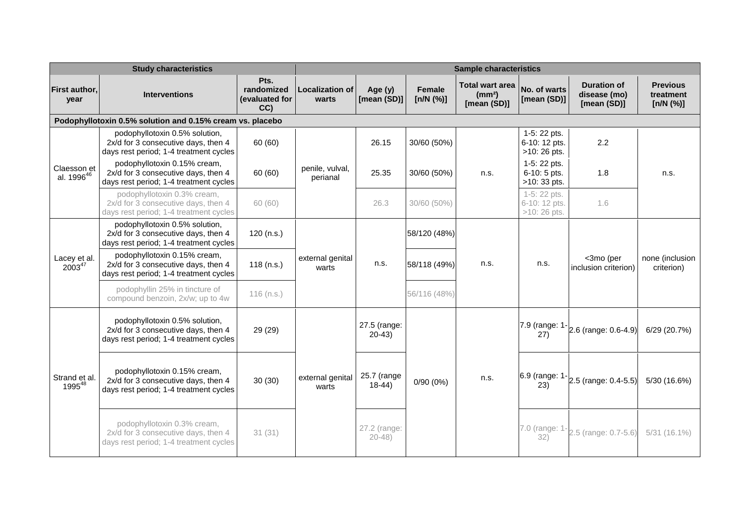| Study characteristics | | | Sample characteristics | | | | | | |
|---|---|---|---|---|---|---|---|---|---|
| First author, year | Interventions | Pts. randomized (evaluated for CC) | Localization of warts | Age (y) [mean (SD)] | Female [n/N (%)] | Total wart area (mm²) [mean (SD)] | No. of warts [mean (SD)] | Duration of disease (mo) [mean (SD)] | Previous treatment [n/N (%)] |
| **Podophyllotoxin 0.5% solution and 0.15% cream vs. placebo** | | | | | | | | | |
| Claesson et al. 1996[46] | podophyllotoxin 0.5% solution, 2x/d for 3 consecutive days, then 4 days rest period; 1-4 treatment cycles | 60 (60) | penile, vulval, perianal | 26.15 | 30/60 (50%) | n.s. | 1-5: 22 pts. 6-10: 12 pts. >10: 26 pts. | 2.2 | n.s. |
| | podophyllotoxin 0.15% cream, 2x/d for 3 consecutive days, then 4 days rest period; 1-4 treatment cycles | 60 (60) | | 25.35 | 30/60 (50%) | | 1-5: 22 pts. 6-10: 5 pts. >10: 33 pts. | 1.8 | |
| | podophyllotoxin 0.3% cream, 2x/d for 3 consecutive days, then 4 days rest period; 1-4 treatment cycles | 60 (60) | | 26.3 | 30/60 (50%) | | 1-5: 22 pts. 6-10: 12 pts. >10: 26 pts. | 1.6 | |
| Lacey et al. 2003[47] | podophyllotoxin 0.5% solution, 2x/d for 3 consecutive days, then 4 days rest period; 1-4 treatment cycles | 120 (n.s.) | external genital warts | n.s. | 58/120 (48%) | n.s. | n.s. | <3mo (per inclusion criterion) | none (inclusion criterion) |
| | podophyllotoxin 0.15% cream, 2x/d for 3 consecutive days, then 4 days rest period; 1-4 treatment cycles | 118 (n.s.) | | | 58/118 (49%) | | | | |
| | podophyllin 25% in tincture of compound benzoin, 2x/w; up to 4w | 116 (n.s.) | | | 56/116 (48%) | | | | |
| Strand et al. 1995[48] | podophyllotoxin 0.5% solution, 2x/d for 3 consecutive days, then 4 days rest period; 1-4 treatment cycles | 29 (29) | external genital warts | 27.5 (range: 20-43) | 0/90 (0%) | n.s. | 7.9 (range: 1-27) | 2.6 (range: 0.6-4.9) | 6/29 (20.7%) |
| | podophyllotoxin 0.15% cream, 2x/d for 3 consecutive days, then 4 days rest period; 1-4 treatment cycles | 30 (30) | | 25.7 (range 18-44) | | | 6.9 (range: 1-23) | 2.5 (range: 0.4-5.5) | 5/30 (16.6%) |
| | podophyllotoxin 0.3% cream, 2x/d for 3 consecutive days, then 4 days rest period; 1-4 treatment cycles | 31 (31) | | 27.2 (range: 20-48) | | | 7.0 (range: 1-32) | 2.5 (range: 0.7-5.6) | 5/31 (16.1%) |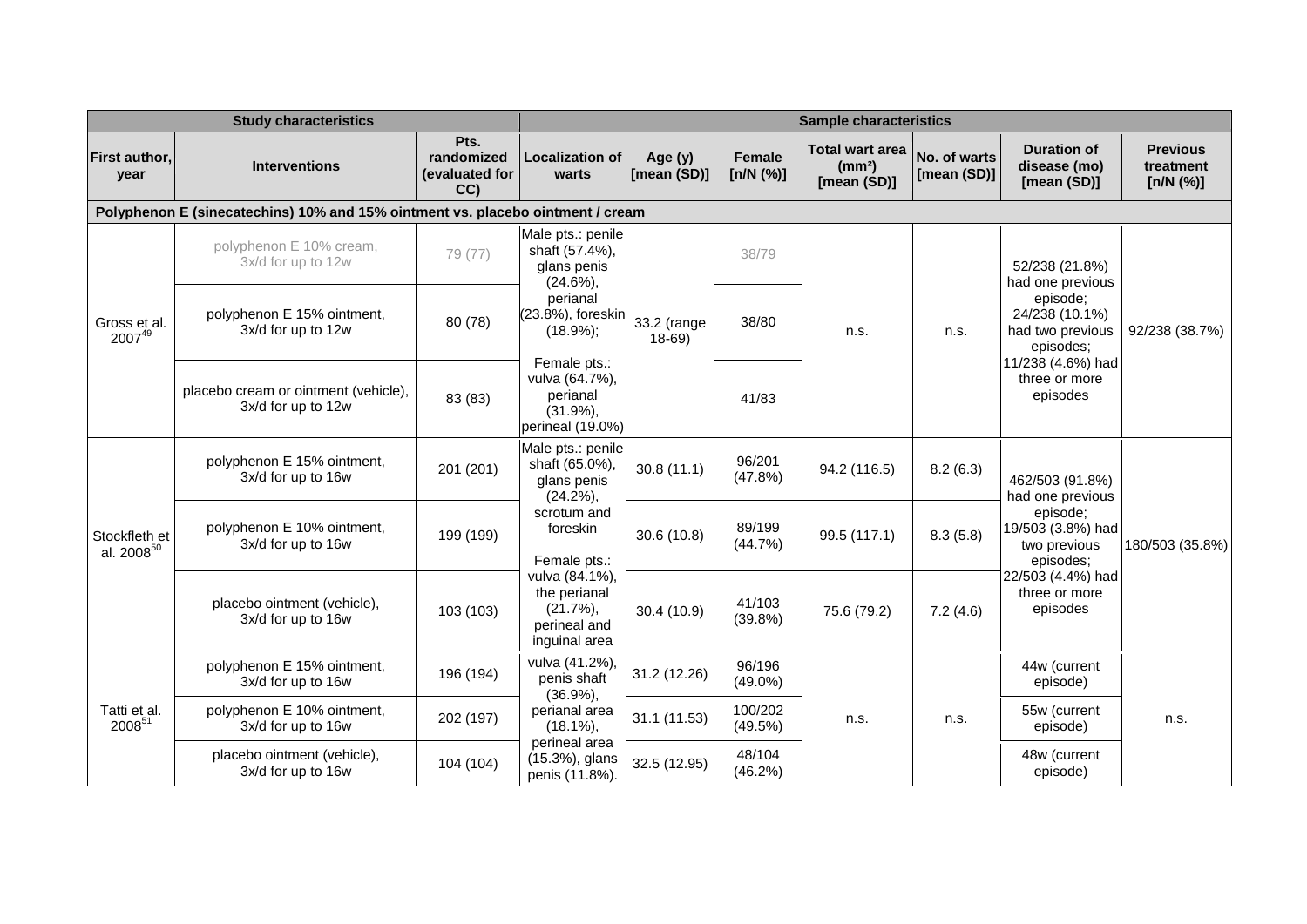| Study characteristics | | | Sample characteristics | | | | | | |
|---|---|---|---|---|---|---|---|---|---|
| First author, year | Interventions | Pts. randomized (evaluated for CC) | Localization of warts | Age (y) [mean (SD)] | Female [n/N (%)] | Total wart area ($mm^2$) [mean (SD)] | No. of warts [mean (SD)] | Duration of disease (mo) [mean (SD)] | Previous treatment [n/N (%)] |
| **Polyphenon E (sinecatechins) 10% and 15% ointment vs. placebo ointment / cream** | | | | | | | | | |
| Gross et al. 2007[49] | polyphenon E 10% cream, 3x/d for up to 12w | 79 (77) | Male pts.: penile shaft (57.4%), glans penis (24.6%), perianal (23.8%), foreskin (18.9%); Female pts.: vulva (64.7%), perianal (31.9%), perineal (19.0%) | 33.2 (range 18-69) | 38/79 | n.s. | n.s. | 52/238 (21.8%) had one previous episode; 24/238 (10.1%) had two previous episodes; 11/238 (4.6%) had three or more episodes | 92/238 (38.7%) |
| | polyphenon E 15% ointment, 3x/d for up to 12w | 80 (78) | | | 38/80 | | | | |
| | placebo cream or ointment (vehicle), 3x/d for up to 12w | 83 (83) | | | 41/83 | | | | |
| Stockfleth et al. 2008[50] | polyphenon E 15% ointment, 3x/d for up to 16w | 201 (201) | Male pts.: penile shaft (65.0%), glans penis (24.2%), scrotum and foreskin; Female pts.: vulva (84.1%), the perianal (21.7%), perineal and inguinal area | 30.8 (11.1) | 96/201 (47.8%) | 94.2 (116.5) | 8.2 (6.3) | 462/503 (91.8%) had one previous episode; 19/503 (3.8%) had two previous episodes; 22/503 (4.4%) had three or more episodes | 180/503 (35.8%) |
| | polyphenon E 10% ointment, 3x/d for up to 16w | 199 (199) | | 30.6 (10.8) | 89/199 (44.7%) | 99.5 (117.1) | 8.3 (5.8) | | |
| | placebo ointment (vehicle), 3x/d for up to 16w | 103 (103) | | 30.4 (10.9) | 41/103 (39.8%) | 75.6 (79.2) | 7.2 (4.6) | | |
| Tatti et al. 2008[51] | polyphenon E 15% ointment, 3x/d for up to 16w | 196 (194) | vulva (41.2%), penis shaft (36.9%), perianal area (18.1%), perineal area (15.3%), glans penis (11.8%). | 31.2 (12.26) | 96/196 (49.0%) | n.s. | n.s. | 44w (current episode) | n.s. |
| | polyphenon E 10% ointment, 3x/d for up to 16w | 202 (197) | | 31.1 (11.53) | 100/202 (49.5%) | | | 55w (current episode) | |
| | placebo ointment (vehicle), 3x/d for up to 16w | 104 (104) | | 32.5 (12.95) | 48/104 (46.2%) | | | 48w (current episode) | |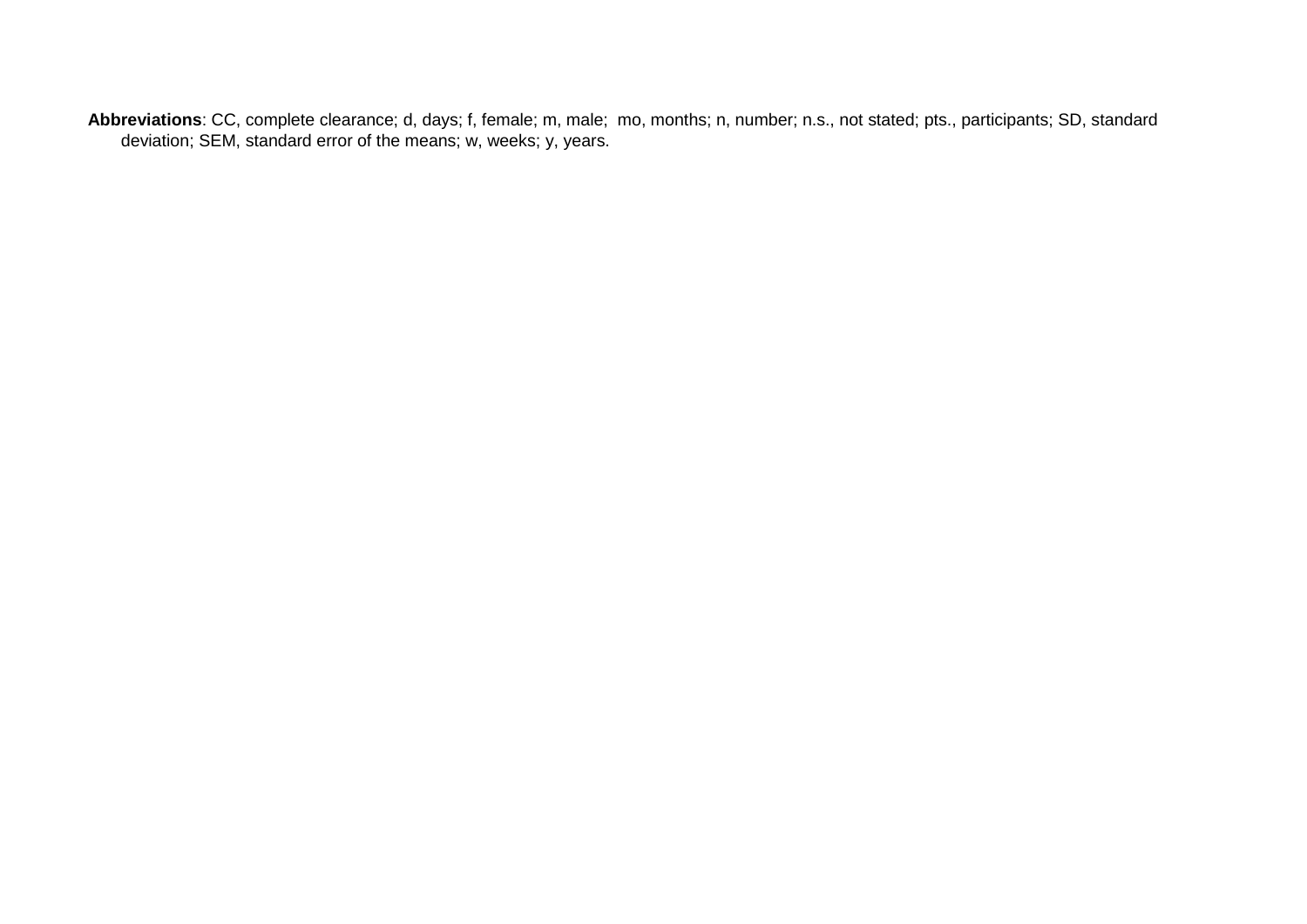**Abbreviations**: CC, complete clearance; d, days; f, female; m, male;  mo, months; n, number; n.s., not stated; pts., participants; SD, standard deviation; SEM, standard error of the means; w, weeks; y, years.